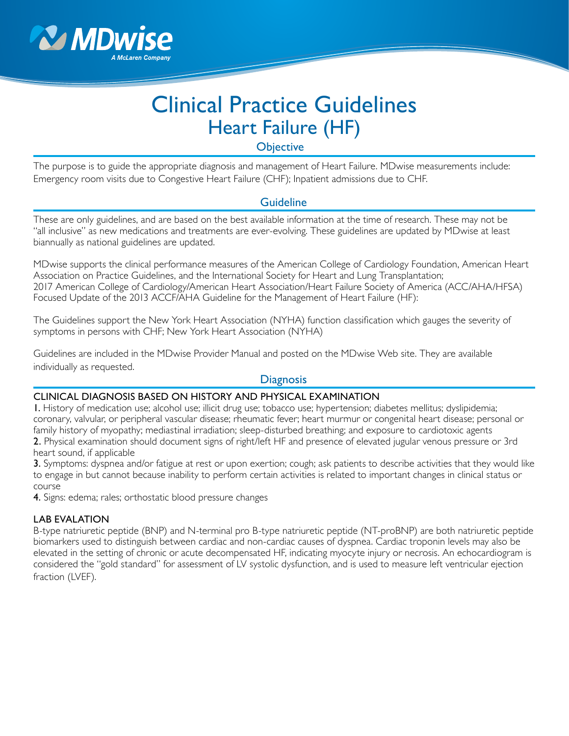# Clinical Practice Guidelines
## Heart Failure (HF)

### Objective

The purpose is to guide the appropriate diagnosis and management of Heart Failure. MDwise measurements include: Emergency room visits due to Congestive Heart Failure (CHF); Inpatient admissions due to CHF.

### Guideline

These are only guidelines, and are based on the best available information at the time of research. These may not be "all inclusive" as new medications and treatments are ever-evolving. These guidelines are updated by MDwise at least biannually as national guidelines are updated.

MDwise supports the clinical performance measures of the American College of Cardiology Foundation, American Heart Association on Practice Guidelines, and the International Society for Heart and Lung Transplantation; 2017 American College of Cardiology/American Heart Association/Heart Failure Society of America (ACC/AHA/HFSA) Focused Update of the 2013 ACCF/AHA Guideline for the Management of Heart Failure (HF):

The Guidelines support the New York Heart Association (NYHA) function classification which gauges the severity of symptoms in persons with CHF; New York Heart Association (NYHA)

Guidelines are included in the MDwise Provider Manual and posted on the MDwise Web site. They are available individually as requested.

### Diagnosis

#### CLINICAL DIAGNOSIS BASED ON HISTORY AND PHYSICAL EXAMINATION

**1.** History of medication use; alcohol use; illicit drug use; tobacco use; hypertension; diabetes mellitus; dyslipidemia; coronary, valvular, or peripheral vascular disease; rheumatic fever; heart murmur or congenital heart disease; personal or family history of myopathy; mediastinal irradiation; sleep-disturbed breathing; and exposure to cardiotoxic agents

**2.** Physical examination should document signs of right/left HF and presence of elevated jugular venous pressure or 3rd heart sound, if applicable

**3.** Symptoms: dyspnea and/or fatigue at rest or upon exertion; cough; ask patients to describe activities that they would like to engage in but cannot because inability to perform certain activities is related to important changes in clinical status or course

**4.** Signs: edema; rales; orthostatic blood pressure changes

#### LAB EVALATION

B-type natriuretic peptide (BNP) and N-terminal pro B-type natriuretic peptide (NT-proBNP) are both natriuretic peptide biomarkers used to distinguish between cardiac and non-cardiac causes of dyspnea. Cardiac troponin levels may also be elevated in the setting of chronic or acute decompensated HF, indicating myocyte injury or necrosis. An echocardiogram is considered the "gold standard" for assessment of LV systolic dysfunction, and is used to measure left ventricular ejection fraction (LVEF).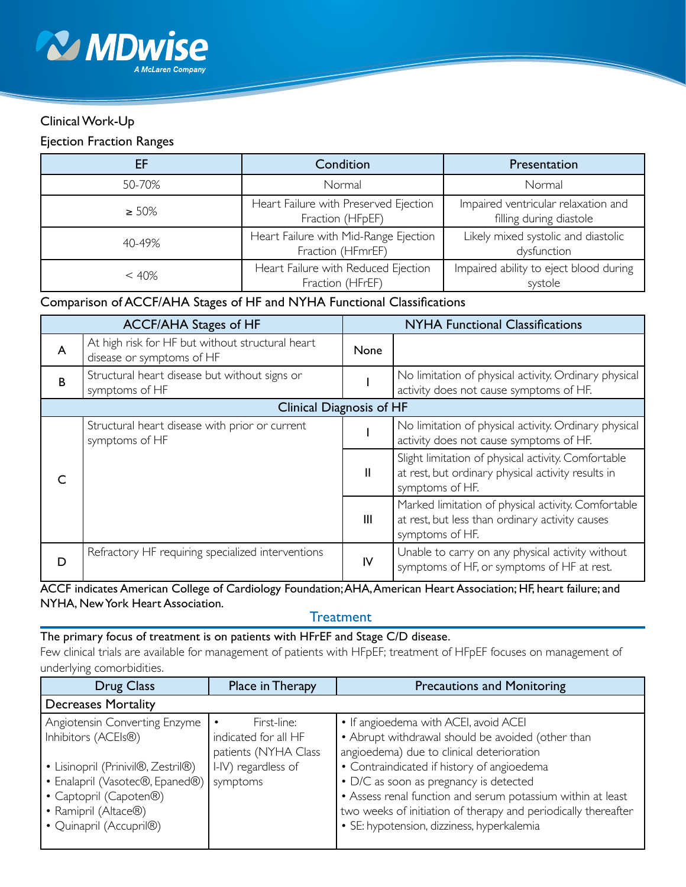Clinical Work-Up

Ejection Fraction Ranges

| EF | Condition | Presentation |
|---|---|---|
| 50-70% | Normal | Normal |
| ≥ 50% | Heart Failure with Preserved Ejection Fraction (HFpEF) | Impaired ventricular relaxation and filling during diastole |
| 40-49% | Heart Failure with Mid-Range Ejection Fraction (HFmrEF) | Likely mixed systolic and diastolic dysfunction |
| < 40% | Heart Failure with Reduced Ejection Fraction (HFrEF) | Impaired ability to eject blood during systole |

Comparison of ACCF/AHA Stages of HF and NYHA Functional Classifications

| ACCF/AHA Stages of HF | | NYHA Functional Classifications | |
|---|---|---|---|
| A | At high risk for HF but without structural heart disease or symptoms of HF | None | |
| B | Structural heart disease but without signs or symptoms of HF | I | No limitation of physical activity. Ordinary physical activity does not cause symptoms of HF. |
| Clinical Diagnosis of HF | | | |
| C | Structural heart disease with prior or current symptoms of HF | I | No limitation of physical activity. Ordinary physical activity does not cause symptoms of HF. |
| | | II | Slight limitation of physical activity. Comfortable at rest, but ordinary physical activity results in symptoms of HF. |
| | | III | Marked limitation of physical activity. Comfortable at rest, but less than ordinary activity causes symptoms of HF. |
| D | Refractory HF requiring specialized interventions | IV | Unable to carry on any physical activity without symptoms of HF, or symptoms of HF at rest. |

ACCF indicates American College of Cardiology Foundation; AHA, American Heart Association; HF, heart failure; and NYHA, New York Heart Association.

## Treatment

The primary focus of treatment is on patients with HFrEF and Stage C/D disease.

Few clinical trials are available for management of patients with HFpEF; treatment of HFpEF focuses on management of underlying comorbidities.

| Drug Class | Place in Therapy | Precautions and Monitoring |
|---|---|---|
| **Decreases Mortality** | | |
| Angiotensin Converting Enzyme Inhibitors (ACEIs®)<br><br>• Lisinopril (Prinivil®, Zestril®)<br>• Enalapril (Vasotec®, Epaned®)<br>• Captopril (Capoten®)<br>• Ramipril (Altace®)<br>• Quinapril (Accupril®) | • First-line: indicated for all HF patients (NYHA Class I-IV) regardless of symptoms | • If angioedema with ACEI, avoid ACEI<br>• Abrupt withdrawal should be avoided (other than angioedema) due to clinical deterioration<br>• Contraindicated if history of angioedema<br>• D/C as soon as pregnancy is detected<br>• Assess renal function and serum potassium within at least two weeks of initiation of therapy and periodically thereafter<br>• SE: hypotension, dizziness, hyperkalemia |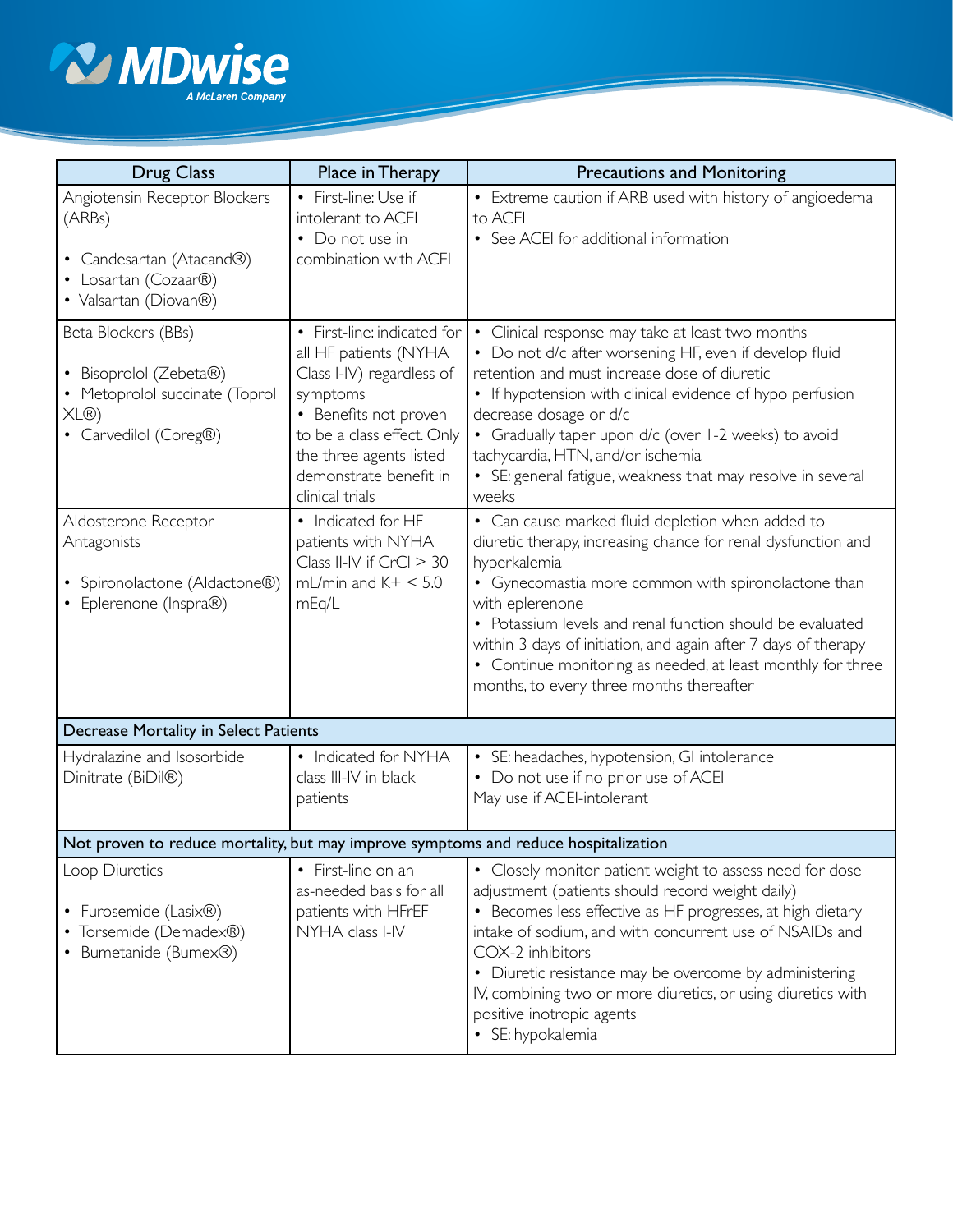| Drug Class | Place in Therapy | Precautions and Monitoring |
|---|---|---|
| Angiotensin Receptor Blockers (ARBs)<br><br>• Candesartan (Atacand®)<br>• Losartan (Cozaar®)<br>• Valsartan (Diovan®) | • First-line: Use if intolerant to ACEI<br>• Do not use in combination with ACEI | • Extreme caution if ARB used with history of angioedema to ACEI<br>• See ACEI for additional information |
| Beta Blockers (BBs)<br><br>• Bisoprolol (Zebeta®)<br>• Metoprolol succinate (Toprol XL®)<br>• Carvedilol (Coreg®) | • First-line: indicated for all HF patients (NYHA Class I-IV) regardless of symptoms<br>• Benefits not proven to be a class effect. Only the three agents listed demonstrate benefit in clinical trials | • Clinical response may take at least two months<br>• Do not d/c after worsening HF, even if develop fluid retention and must increase dose of diuretic<br>• If hypotension with clinical evidence of hypo perfusion decrease dosage or d/c<br>• Gradually taper upon d/c (over 1-2 weeks) to avoid tachycardia, HTN, and/or ischemia<br>• SE: general fatigue, weakness that may resolve in several weeks |
| Aldosterone Receptor Antagonists<br><br>• Spironolactone (Aldactone®)<br>• Eplerenone (Inspra®) | • Indicated for HF patients with NYHA Class II-IV if CrCl > 30 mL/min and K+ < 5.0 mEq/L | • Can cause marked fluid depletion when added to diuretic therapy, increasing chance for renal dysfunction and hyperkalemia<br>• Gynecomastia more common with spironolactone than with eplerenone<br>• Potassium levels and renal function should be evaluated within 3 days of initiation, and again after 7 days of therapy<br>• Continue monitoring as needed, at least monthly for three months, to every three months thereafter |
| **Decrease Mortality in Select Patients** | | |
| Hydralazine and Isosorbide Dinitrate (BiDil®) | • Indicated for NYHA class III-IV in black patients | • SE: headaches, hypotension, GI intolerance<br>• Do not use if no prior use of ACEI<br>May use if ACEI-intolerant |
| **Not proven to reduce mortality, but may improve symptoms and reduce hospitalization** | | |
| Loop Diuretics<br><br>• Furosemide (Lasix®)<br>• Torsemide (Demadex®)<br>• Bumetanide (Bumex®) | • First-line on an as-needed basis for all patients with HFrEF NYHA class I-IV | • Closely monitor patient weight to assess need for dose adjustment (patients should record weight daily)<br>• Becomes less effective as HF progresses, at high dietary intake of sodium, and with concurrent use of NSAIDs and COX-2 inhibitors<br>• Diuretic resistance may be overcome by administering IV, combining two or more diuretics, or using diuretics with positive inotropic agents<br>• SE: hypokalemia |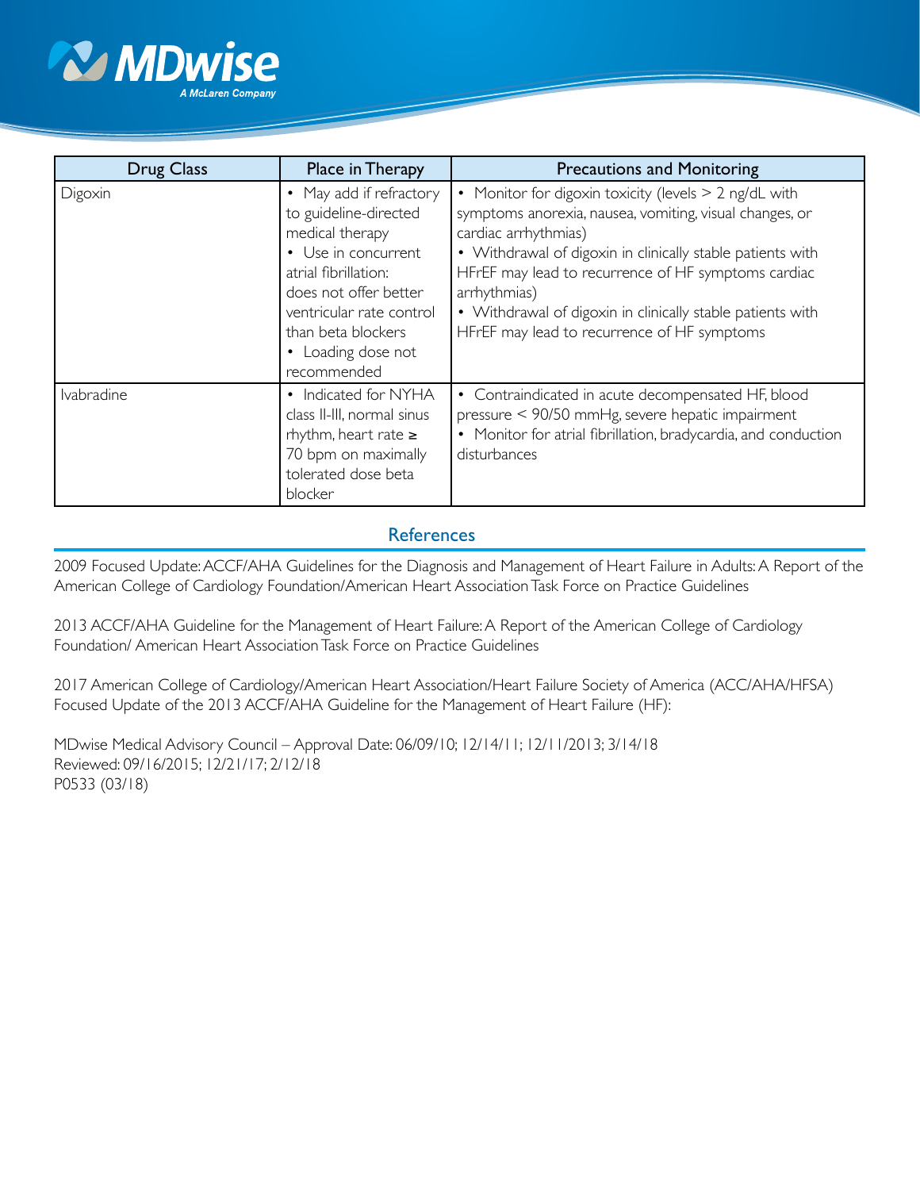| Drug Class | Place in Therapy | Precautions and Monitoring |
|---|---|---|
| Digoxin | • May add if refractory to guideline-directed medical therapy<br>• Use in concurrent atrial fibrillation: does not offer better ventricular rate control than beta blockers<br>• Loading dose not recommended | • Monitor for digoxin toxicity (levels > 2 ng/dL with symptoms anorexia, nausea, vomiting, visual changes, or cardiac arrhythmias)<br>• Withdrawal of digoxin in clinically stable patients with HFrEF may lead to recurrence of HF symptoms cardiac arrhythmias)<br>• Withdrawal of digoxin in clinically stable patients with HFrEF may lead to recurrence of HF symptoms |
| Ivabradine | • Indicated for NYHA class II-III, normal sinus rhythm, heart rate ≥ 70 bpm on maximally tolerated dose beta blocker | • Contraindicated in acute decompensated HF, blood pressure < 90/50 mmHg, severe hepatic impairment<br>• Monitor for atrial fibrillation, bradycardia, and conduction disturbances |

## References

2009 Focused Update: ACCF/AHA Guidelines for the Diagnosis and Management of Heart Failure in Adults: A Report of the American College of Cardiology Foundation/American Heart Association Task Force on Practice Guidelines

2013 ACCF/AHA Guideline for the Management of Heart Failure: A Report of the American College of Cardiology Foundation/ American Heart Association Task Force on Practice Guidelines

2017 American College of Cardiology/American Heart Association/Heart Failure Society of America (ACC/AHA/HFSA) Focused Update of the 2013 ACCF/AHA Guideline for the Management of Heart Failure (HF):

MDwise Medical Advisory Council – Approval Date: 06/09/10; 12/14/11; 12/11/2013; 3/14/18
Reviewed: 09/16/2015; 12/21/17; 2/12/18
P0533 (03/18)